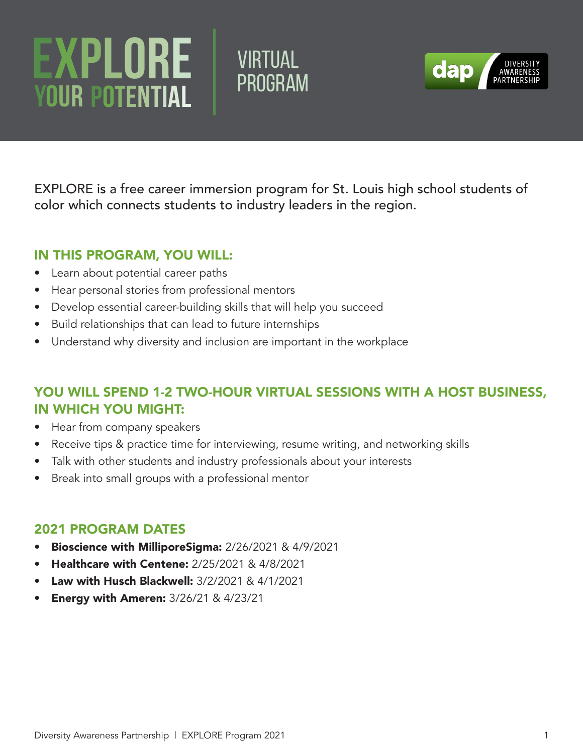# EXPLORE YOUR POTENTIAL

## VIRTUAL PROGRAM

DIVERSITY AWARENESS PARTNERSHIP

EXPLORE is a free career immersion program for St. Louis high school students of color which connects students to industry leaders in the region.

### IN THIS PROGRAM, YOU WILL:

- Learn about potential career paths
- Hear personal stories from professional mentors
- Develop essential career-building skills that will help you succeed
- Build relationships that can lead to future internships
- Understand why diversity and inclusion are important in the workplace

### YOU WILL SPEND 1-2 TWO-HOUR VIRTUAL SESSIONS WITH A HOST BUSINESS, IN WHICH YOU MIGHT:

- Hear from company speakers
- Receive tips & practice time for interviewing, resume writing, and networking skills
- Talk with other students and industry professionals about your interests
- Break into small groups with a professional mentor

### 2021 PROGRAM DATES

- **Bioscience with MilliporeSigma:** 2/26/2021 & 4/9/2021
- **Healthcare with Centene:** 2/25/2021 & 4/8/2021
- **Law with Husch Blackwell:** 3/2/2021 & 4/1/2021
- **Energy with Ameren:** 3/26/21 & 4/23/21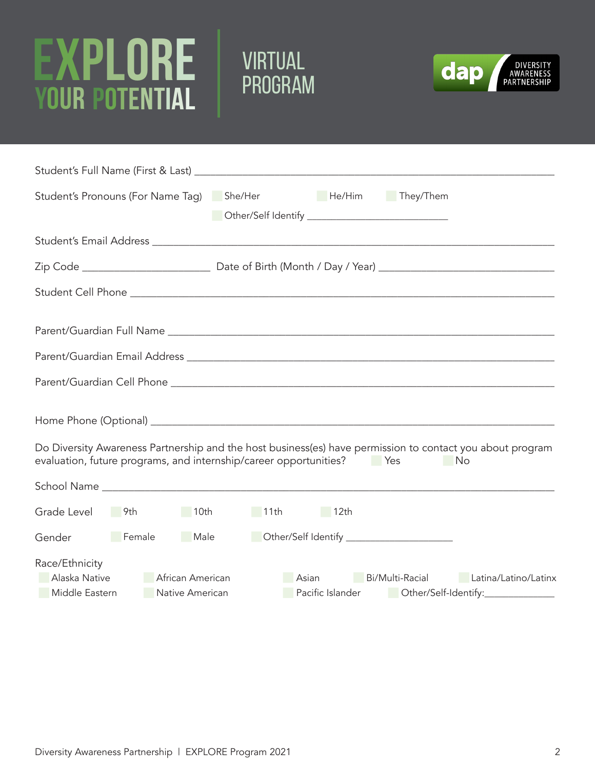# EXPLORE YOUR POTENTIAL

## VIRTUAL PROGRAM

DIVERSITY AWARENESS PARTNERSHIP

Student's Full Name (First & Last) ________________________________________________

Student's Pronouns (For Name Tag) ☐ She/Her ☐ He/Him ☐ They/Them ☐ Other/Self Identify ____________________

Student's Email Address ________________________________________________

Zip Code __________________ Date of Birth (Month / Day / Year) ________________________

Student Cell Phone ________________________________________________

Parent/Guardian Full Name ________________________________________________

Parent/Guardian Email Address ________________________________________________

Parent/Guardian Cell Phone ________________________________________________

Home Phone (Optional) ________________________________________________

Do Diversity Awareness Partnership and the host business(es) have permission to contact you about program evaluation, future programs, and internship/career opportunities? ☐ Yes ☐ No

School Name ________________________________________________

Grade Level ☐ 9th ☐ 10th ☐ 11th ☐ 12th

Gender ☐ Female ☐ Male ☐ Other/Self Identify ________________

Race/Ethnicity

☐ Alaska Native ☐ African American ☐ Asian ☐ Bi/Multi-Racial ☐ Latina/Latino/Latinx

☐ Middle Eastern ☐ Native American ☐ Pacific Islander ☐ Other/Self-Identify:__________

Diversity Awareness Partnership | EXPLORE Program 2021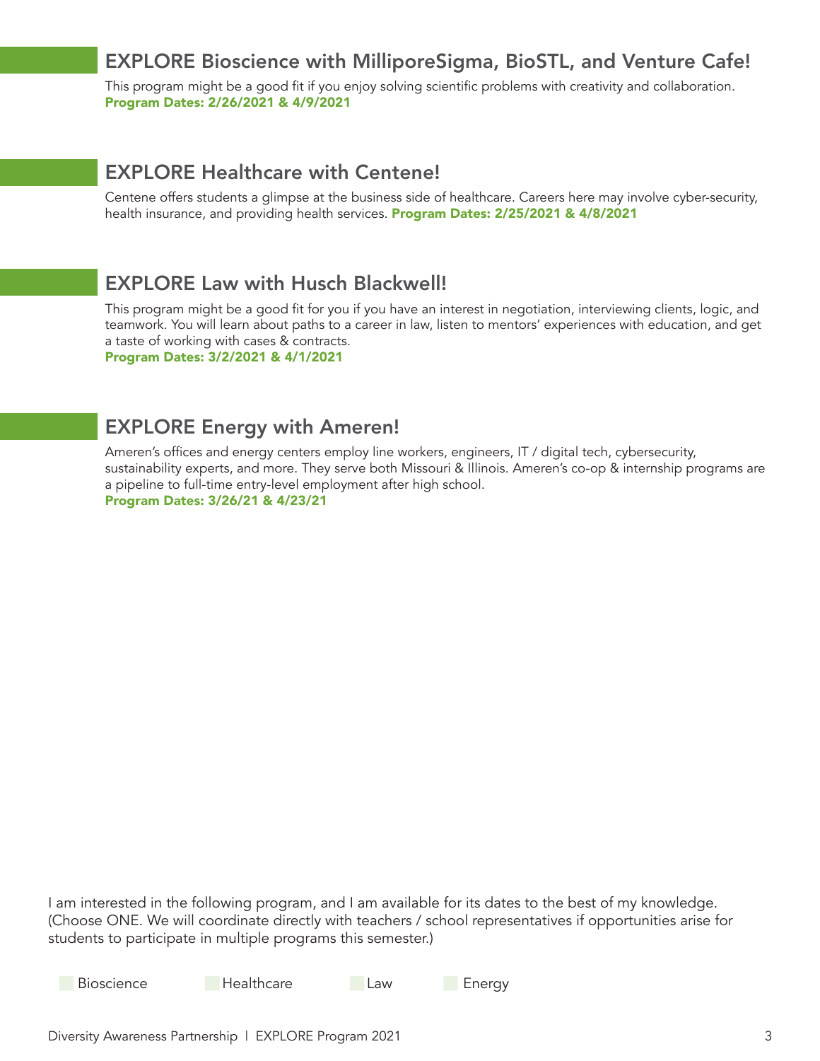## EXPLORE Bioscience with MilliporeSigma, BioSTL, and Venture Cafe!

This program might be a good fit if you enjoy solving scientific problems with creativity and collaboration.
**Program Dates: 2/26/2021 & 4/9/2021**

## EXPLORE Healthcare with Centene!

Centene offers students a glimpse at the business side of healthcare. Careers here may involve cyber-security, health insurance, and providing health services. **Program Dates: 2/25/2021 & 4/8/2021**

## EXPLORE Law with Husch Blackwell!

This program might be a good fit for you if you have an interest in negotiation, interviewing clients, logic, and teamwork. You will learn about paths to a career in law, listen to mentors' experiences with education, and get a taste of working with cases & contracts.
**Program Dates: 3/2/2021 & 4/1/2021**

## EXPLORE Energy with Ameren!

Ameren's offices and energy centers employ line workers, engineers, IT / digital tech, cybersecurity, sustainability experts, and more. They serve both Missouri & Illinois. Ameren's co-op & internship programs are a pipeline to full-time entry-level employment after high school.
**Program Dates: 3/26/21 & 4/23/21**

I am interested in the following program, and I am available for its dates to the best of my knowledge. (Choose ONE. We will coordinate directly with teachers / school representatives if opportunities arise for students to participate in multiple programs this semester.)

- [ ] Bioscience
- [ ] Healthcare
- [ ] Law
- [ ] Energy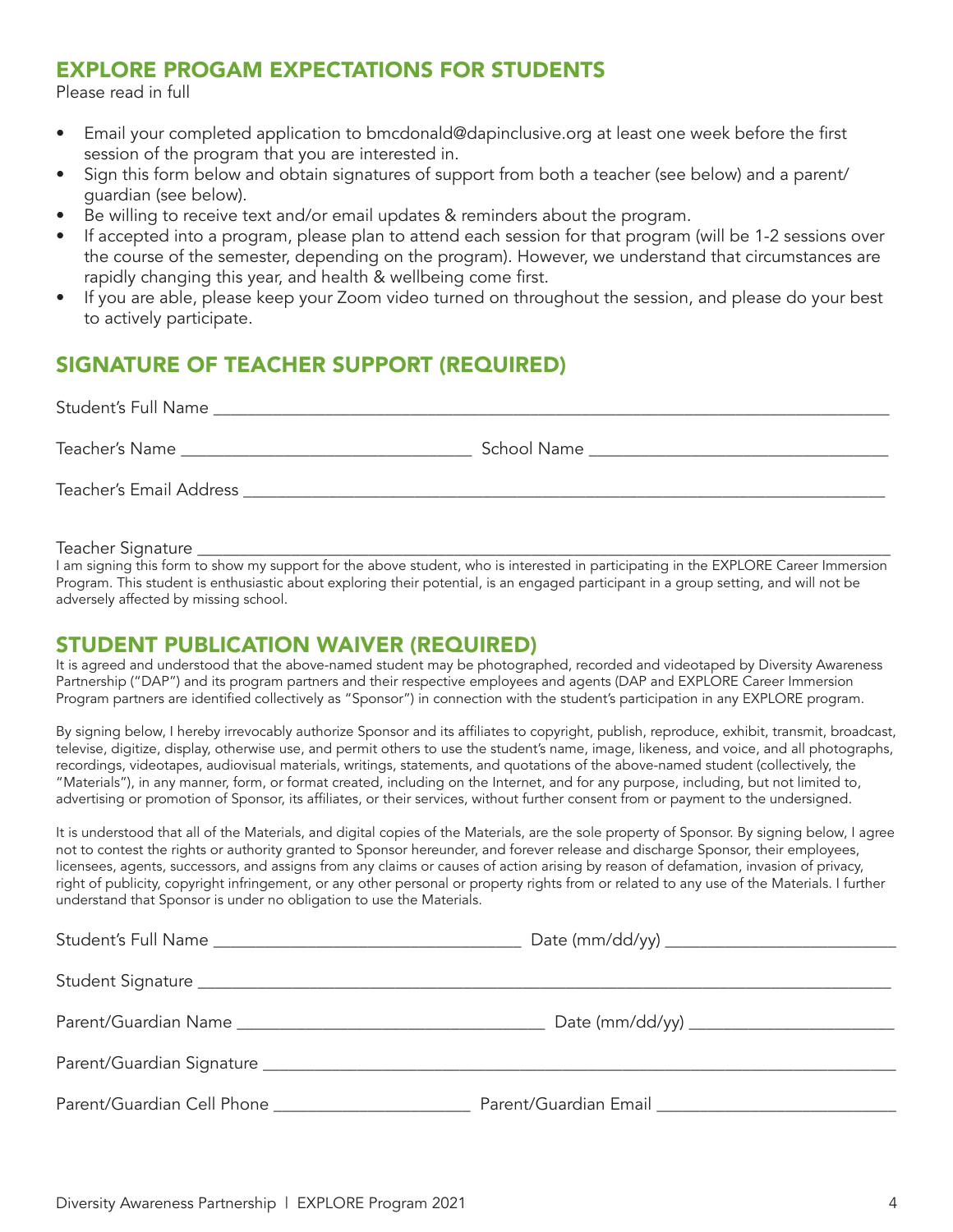## EXPLORE PROGAM EXPECTATIONS FOR STUDENTS

Please read in full

- Email your completed application to bmcdonald@dapinclusive.org at least one week before the first session of the program that you are interested in.
- Sign this form below and obtain signatures of support from both a teacher (see below) and a parent/ guardian (see below).
- Be willing to receive text and/or email updates & reminders about the program.
- If accepted into a program, please plan to attend each session for that program (will be 1-2 sessions over the course of the semester, depending on the program). However, we understand that circumstances are rapidly changing this year, and health & wellbeing come first.
- If you are able, please keep your Zoom video turned on throughout the session, and please do your best to actively participate.

## SIGNATURE OF TEACHER SUPPORT (REQUIRED)

Student's Full Name ______________________________________________

Teacher's Name ______________________ School Name ______________________

Teacher's Email Address ______________________________________________

Teacher Signature ______________________________________________

I am signing this form to show my support for the above student, who is interested in participating in the EXPLORE Career Immersion Program. This student is enthusiastic about exploring their potential, is an engaged participant in a group setting, and will not be adversely affected by missing school.

## STUDENT PUBLICATION WAIVER (REQUIRED)

It is agreed and understood that the above-named student may be photographed, recorded and videotaped by Diversity Awareness Partnership ("DAP") and its program partners and their respective employees and agents (DAP and EXPLORE Career Immersion Program partners are identified collectively as "Sponsor") in connection with the student's participation in any EXPLORE program.

By signing below, I hereby irrevocably authorize Sponsor and its affiliates to copyright, publish, reproduce, exhibit, transmit, broadcast, televise, digitize, display, otherwise use, and permit others to use the student's name, image, likeness, and voice, and all photographs, recordings, videotapes, audiovisual materials, writings, statements, and quotations of the above-named student (collectively, the "Materials"), in any manner, form, or format created, including on the Internet, and for any purpose, including, but not limited to, advertising or promotion of Sponsor, its affiliates, or their services, without further consent from or payment to the undersigned.

It is understood that all of the Materials, and digital copies of the Materials, are the sole property of Sponsor. By signing below, I agree not to contest the rights or authority granted to Sponsor hereunder, and forever release and discharge Sponsor, their employees, licensees, agents, successors, and assigns from any claims or causes of action arising by reason of defamation, invasion of privacy, right of publicity, copyright infringement, or any other personal or property rights from or related to any use of the Materials. I further understand that Sponsor is under no obligation to use the Materials.

Student's Full Name ______________________ Date (mm/dd/yy) ______________________

Student Signature ______________________________________________

Parent/Guardian Name ______________________ Date (mm/dd/yy) ______________________

Parent/Guardian Signature ______________________________________________

Parent/Guardian Cell Phone ______________________ Parent/Guardian Email ______________________